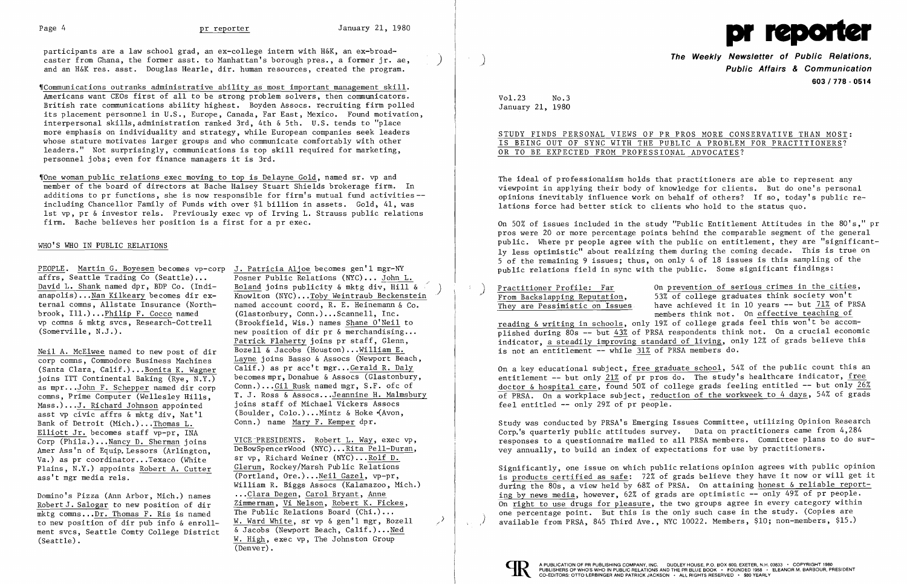participants are a law school grad, an ex-college intern with H&K, an ex-broadcaster from Ghana, the former asst. to Manhattan's borough pres., a former jr. ae, and an H&K res. asst. Douglas Hearle, dir. human resources, created the program.

¶Communications outranks administrative ability as most important management skill. Americans want CEOs first of all to be strong problem solvers, then communicators. British rate communications ability highest. Boyden Assocs. recruiting firm polled its placement personnel in U.S., Europe, Canada, Far East, Mexico. Found motivation, interpersonal skills, administration ranked 3rd, 4th & 5th. U.S. tends to "place more emphasis on individuality and strategy, while European companies seek leaders whose stature motivates larger groups and who communicate comfortably with other leaders." Not surprisingly, communications is top skill required for marketing, personnel jobs; even for finance managers it is 3rd.

¶One woman public relations exec moving to top is Delayne Gold, named sr. vp and member of the board of directors at Bache Halsey Stuart Shields brokerage firm. In additions to pr functions, she is now responsible for firm's mutual fund activities -- including Chancellor Family of Funds with over $1 billion in assets. Gold, 41, was 1st vp, pr & investor rels. Previously exec vp of Irving L. Strauss public relations firm. Bache believes her position is a first for a pr exec.

## WHO'S WHO IN PUBLIC RELATIONS

PEOPLE. Martin G. Boyesen becomes vp-corp affrs, Seattle Trading Co (Seattle)... David L. Shank named dpr, BDP Co. (Indianapolis)...Nan Kilkeary becomes dir external comns, Allstate Insurance (Northbrook, Ill.)...Philip F. Cocco named vp comns & mktg svcs, Research-Cottrell (Somerville, N.J.).

Neil A. McElwee named to new post of dir corp comns, Commodore Business Machines (Santa Clara, Calif.)...Bonita K. Wagner joins ITT Continental Baking (Rye, N.Y.) as mpr...John F. Schepper named dir corp comns, Prime Computer (Wellesley Hills, Mass.)...J. Richard Johnson appointed asst vp civic affrs & mktg div, Nat'l Bank of Detroit (Mich.)...Thomas L. Elliott Jr. becomes staff vp-pr, INA Corp (Phila.)...Nancy D. Sherman joins Amer Ass'n of Equip. Lessors (Arlington, Va.) as pr coordinator...Texaco (White Plains, N.Y.) appoints Robert A. Cutter ass't mgr media rels.

Domino's Pizza (Ann Arbor, Mich.) names Robert J. Salogar to new position of dir mktg comns...Dr. Thomas F. Ris is named to new position of dir pub info & enrollment svcs, Seattle Comty College District (Seattle).

J. Patricia Aljoe becomes gen'l mgr-NY Posner Public Relations (NYC)... John L. Boland joins publicity & mktg div, Hill & Knowlton (NYC)...Toby Weintraub Beckenstein named account coord, R. E. Heinemann & Co. (Glastonbury, Conn.)...Scannell, Inc. (Brookfield, Wis.) names Shane O'Neil to new position of dir pr & merchandising... Patrick Flaherty joins pr staff, Glenn, Bozell & Jacobs (Houston)...William E. Layne joins Basso & Assocs (Newport Beach, Calif.) as pr acc't mgr...Gerald R. Daly becomes mpr, Donahue & Assocs (Glastonbury, Conn.)...Gil Rusk named mgr, S.F. ofc of T. J. Ross & Assocs...Jeannine H. Malmsbury joins staff of Michael Vickers Assocs (Boulder, Colo.)...Mintz & Hoke (Avon, Conn.) name Mary F. Kemper dpr.

VICE-PRESIDENTS. Robert L. Way, exec vp, DeBowSpencerWood (NYC)...Rita Pell-Duran, sr vp, Richard Weiner (NYC)...Rolf D. Glerum, Rockey/Marsh Public Relations (Portland, Ore.)...Neil Gazel, vp-pr, William R. Biggs Assocs (Kalamazoo, Mich.) ...Clara Degen, Carol Bryant, Anne Zimmerman, Vi Nelson, Robert K. Fickes, The Public Relations Board (Chi.)... W. Ward White, sr vp & gen'l mgr, Bozell & Jacobs (Newport Beach, Calif.)...Ned W. High, exec vp, The Johnston Group (Denver).

# pr reporter

**The Weekly Newsletter of Public Relations, Public Affairs & Communication**

**603 / 778 - 0514**

Vol.23 No.3
January 21, 1980

## STUDY FINDS PERSONAL VIEWS OF PR PROS MORE CONSERVATIVE THAN MOST: IS BEING OUT OF SYNC WITH THE PUBLIC A PROBLEM FOR PRACTITIONERS? OR TO BE EXPECTED FROM PROFESSIONAL ADVOCATES?

The ideal of professionalism holds that practitioners are able to represent any viewpoint in applying their body of knowledge for clients. But do one's personal opinions inevitably influence work on behalf of others? If so, today's public relations force had better stick to clients who hold to the status quo.

On 50% of issues included in the study "Public Entitlement Attitudes in the 80's," pr pros were 20 or more percentage points behind the comparable segment of the general public. Where pr people agree with the public on entitlement, they are "significantly less optimistic" about realizing them during the coming decade. This is true on 5 of the remaining 9 issues; thus, on only 4 of 18 issues is this sampling of the public relations field in sync with the public. Some significant findings:

Practitioner Profile: Far From Backslapping Reputation, They are Pessimistic on Issues

On prevention of serious crimes in the cities, 53% of college graduates think society won't have achieved it in 10 years -- but 71% of PRSA members think not. On effective teaching of reading & writing in schools, only 19% of college grads feel this won't be accomplished during 80s -- but 43% of PRSA respondents think not. On a crucial economic indicator, a steadily improving standard of living, only 12% of grads believe this is not an entitlement -- while 31% of PRSA members do.

On a key educational subject, free graduate school, 54% of the public count this an entitlement -- but only 21% of pr pros do. The study's healthcare indicator, free doctor & hospital care, found 50% of college grads feeling entitled -- but only 26% of PRSA. On a workplace subject, reduction of the workweek to 4 days, 54% of grads feel entitled -- only 29% of pr people.

Study was conducted by PRSA's Emerging Issues Committee, utilizing Opinion Research Corp.'s quarterly public attitudes survey. Data on practitioners came from 4,284 responses to a questionnaire mailed to all PRSA members. Committee plans to do survey annually, to build an index of expectations for use by practitioners.

Significantly, one issue on which public relations opinion agrees with public opinion is products certified as safe: 72% of grads believe they have it now or will get it during the 80s, a view held by 68% of PRSA. On attaining honest & reliable reporting by news media, however, 62% of grads are optimistic -- only 49% of pr people. On right to use drugs for pleasure, the two groups agree in every category within one percentage point. But this is the only such case in the study. (Copies are available from PRSA, 845 Third Ave., NYC 10022. Members, $10; non-members, $15.)

A PUBLICATION OF PR PUBLISHING COMPANY, INC. DUDLEY HOUSE, P.O. BOX 600, EXETER, N.H. 03833 • COPYRIGHT 1980 PUBLISHERS OF WHO'S WHO IN PUBLIC RELATIONS AND THE PR BLUE BOOK • FOUNDED 1958 • ELEANOR M. BARBOUR, PRESIDENT CO-EDITORS: OTTO LERBINGER AND PATRICK JACKSON • ALL RIGHTS RESERVED • $80 YEARLY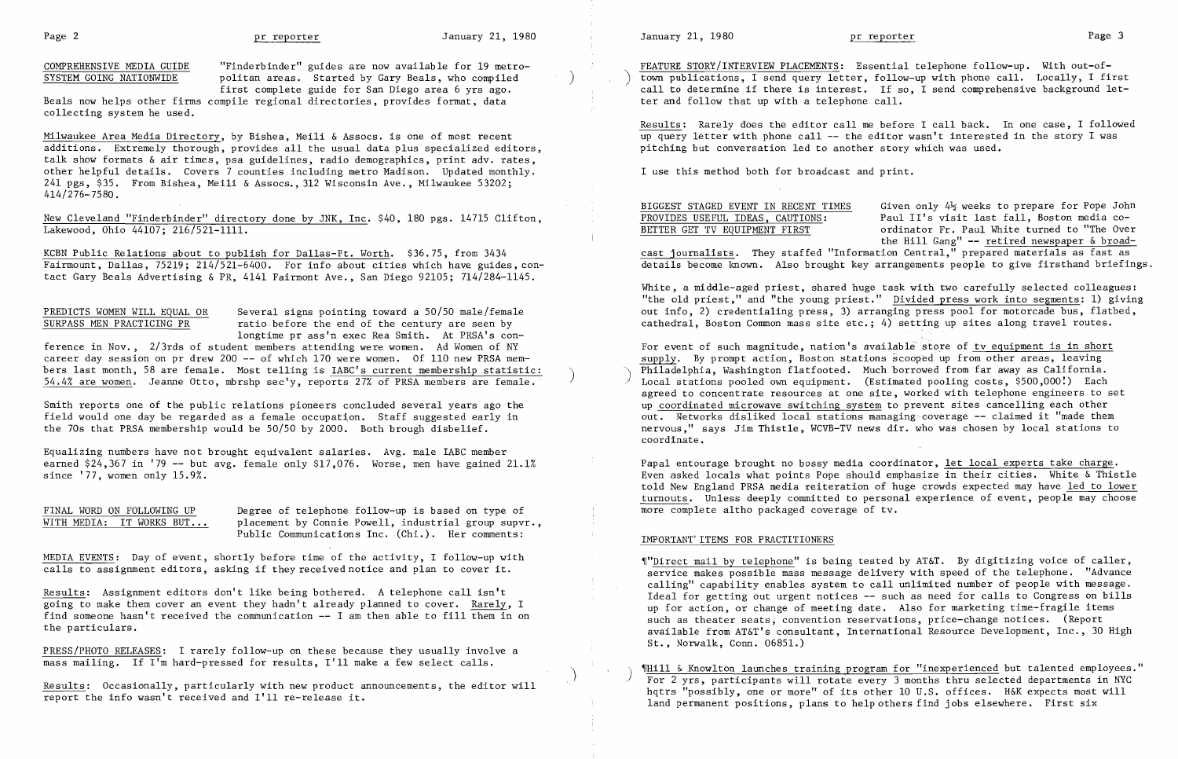COMPREHENSIVE MEDIA GUIDE SYSTEM GOING NATIONWIDE

"Finderbinder" guides are now available for 19 metropolitan areas. Started by Gary Beals, who compiled first complete guide for San Diego area 6 yrs ago. Beals now helps other firms compile regional directories, provides format, data collecting system he used.

Milwaukee Area Media Directory, by Bishea, Meili & Assocs. is one of most recent additions. Extremely thorough, provides all the usual data plus specialized editors, talk show formats & air times, psa guidelines, radio demographics, print adv. rates, other helpful details. Covers 7 counties including metro Madison. Updated monthly. 241 pgs, $35. From Bishea, Meili & Assocs., 312 Wisconsin Ave., Milwaukee 53202; 414/276-7580.

New Cleveland "Finderbinder" directory done by JNK, Inc. $40, 180 pgs. 14715 Clifton, Lakewood, Ohio 44107; 216/521-1111.

KCBN Public Relations about to publish for Dallas-Ft. Worth. $36.75, from 3434 Fairmount, Dallas, 75219; 214/521-6400. For info about cities which have guides, contact Gary Beals Advertising & PR, 4141 Fairmont Ave., San Diego 92105; 714/284-1145.

PREDICTS WOMEN WILL EQUAL OR SURPASS MEN PRACTICING PR

Several signs pointing toward a 50/50 male/female ratio before the end of the century are seen by longtime pr ass'n exec Rea Smith. At PRSA's conference in Nov., 2/3rds of student members attending were women. Ad Women of NY career day session on pr drew 200 -- of which 170 were women. Of 110 new PRSA members last month, 58 are female. Most telling is IABC's current membership statistic: 54.4% are women. Jeanne Otto, mbrshp sec'y, reports 27% of PRSA members are female.

Smith reports one of the public relations pioneers concluded several years ago the field would one day be regarded as a female occupation. Staff suggested early in the 70s that PRSA membership would be 50/50 by 2000. Both brough disbelief.

Equalizing numbers have not brought equivalent salaries. Avg. male IABC member earned $24,367 in '79 -- but avg. female only $17,076. Worse, men have gained 21.1% since '77, women only 15.9%.

FINAL WORD ON FOLLOWING UP WITH MEDIA: IT WORKS BUT...

Degree of telephone follow-up is based on type of placement by Connie Powell, industrial group supvr., Public Communications Inc. (Chi.). Her comments:

MEDIA EVENTS: Day of event, shortly before time of the activity, I follow-up with calls to assignment editors, asking if they received notice and plan to cover it.

Results: Assignment editors don't like being bothered. A telephone call isn't going to make them cover an event they hadn't already planned to cover. Rarely, I find someone hasn't received the communication -- I am then able to fill them in on the particulars.

PRESS/PHOTO RELEASES: I rarely follow-up on these because they usually involve a mass mailing. If I'm hard-pressed for results, I'll make a few select calls.

Results: Occasionally, particularly with new product announcements, the editor will report the info wasn't received and I'll re-release it.

FEATURE STORY/INTERVIEW PLACEMENTS: Essential telephone follow-up. With out-of-town publications, I send query letter, follow-up with phone call. Locally, I first call to determine if there is interest. If so, I send comprehensive background letter and follow that up with a telephone call.

Results: Rarely does the editor call me before I call back. In one case, I followed up query letter with phone call -- the editor wasn't interested in the story I was pitching but conversation led to another story which was used.

I use this method both for broadcast and print.

BIGGEST STAGED EVENT IN RECENT TIMES PROVIDES USEFUL IDEAS, CAUTIONS: BETTER GET TV EQUIPMENT FIRST

Given only 4½ weeks to prepare for Pope John Paul II's visit last fall, Boston media coordinator Fr. Paul White turned to "The Over the Hill Gang" -- retired newspaper & broadcast journalists. They staffed "Information Central," prepared materials as fast as details became known. Also brought key arrangements people to give firsthand briefings.

White, a middle-aged priest, shared huge task with two carefully selected colleagues: "the old priest," and "the young priest." Divided press work into segments: 1) giving out info, 2) credentialing press, 3) arranging press pool for motorcade bus, flatbed, cathedral, Boston Common mass site etc.; 4) setting up sites along travel routes.

For event of such magnitude, nation's available store of tv equipment is in short supply. By prompt action, Boston stations scooped up from other areas, leaving Philadelphia, Washington flatfooted. Much borrowed from far away as California. Local stations pooled own equipment. (Estimated pooling costs, $500,000!) Each agreed to concentrate resources at one site, worked with telephone engineers to set up coordinated microwave switching system to prevent sites cancelling each other out. Networks disliked local stations managing coverage -- claimed it "made them nervous," says Jim Thistle, WCVB-TV news dir. who was chosen by local stations to coordinate.

Papal entourage brought no bossy media coordinator, let local experts take charge. Even asked locals what points Pope should emphasize in their cities. White & Thistle told New England PRSA media reiteration of huge crowds expected may have led to lower turnouts. Unless deeply committed to personal experience of event, people may choose more complete altho packaged coverage of tv.

IMPORTANT ITEMS FOR PRACTITIONERS

¶"Direct mail by telephone" is being tested by AT&T. By digitizing voice of caller, service makes possible mass message delivery with speed of the telephone. "Advance calling" capability enables system to call unlimited number of people with message. Ideal for getting out urgent notices -- such as need for calls to Congress on bills up for action, or change of meeting date. Also for marketing time-fragile items such as theater seats, convention reservations, price-change notices. (Report available from AT&T's consultant, International Resource Development, Inc., 30 High St., Norwalk, Conn. 06851.)

¶Hill & Knowlton launches training program for "inexperienced but talented employees." For 2 yrs, participants will rotate every 3 months thru selected departments in NYC hqtrs "possibly, one or more" of its other 10 U.S. offices. H&K expects most will land permanent positions, plans to help others find jobs elsewhere. First six